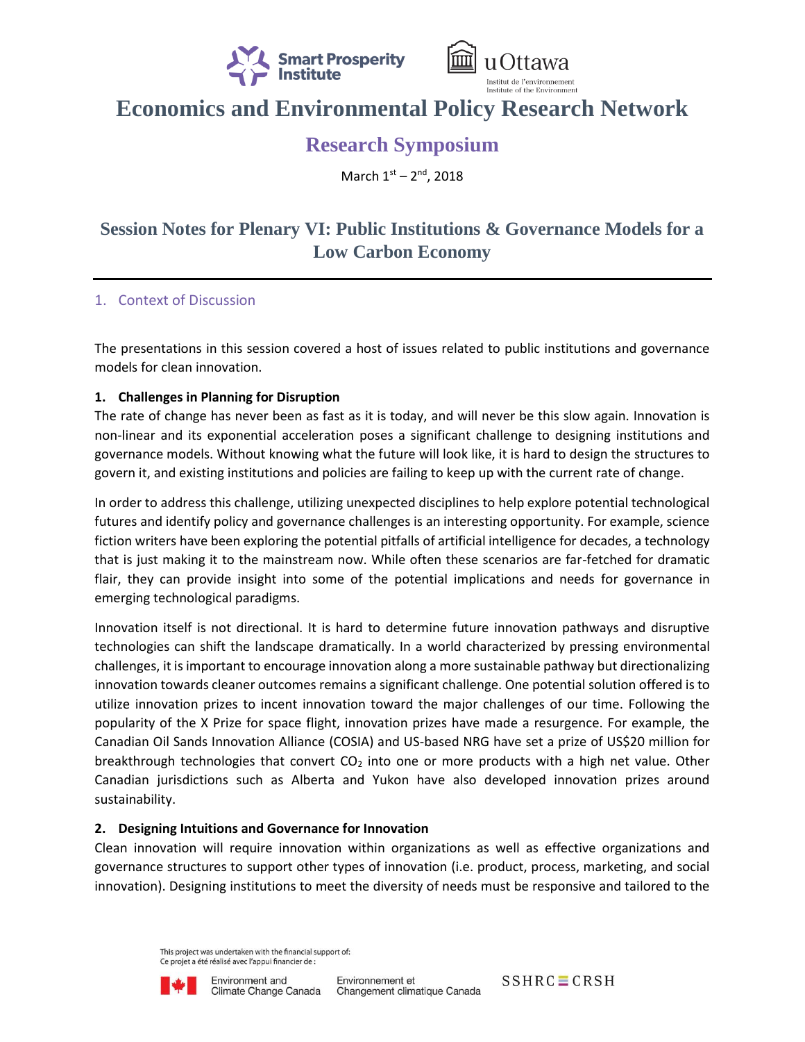# Economics and Environmental Policy Research Network

## Research Symposium

March 1st – 2nd, 2018

## Session Notes for Plenary VI: Public Institutions & Governance Models for a Low Carbon Economy

### 1. Context of Discussion

The presentations in this session covered a host of issues related to public institutions and governance models for clean innovation.

**1. Challenges in Planning for Disruption**

The rate of change has never been as fast as it is today, and will never be this slow again. Innovation is non-linear and its exponential acceleration poses a significant challenge to designing institutions and governance models. Without knowing what the future will look like, it is hard to design the structures to govern it, and existing institutions and policies are failing to keep up with the current rate of change.

In order to address this challenge, utilizing unexpected disciplines to help explore potential technological futures and identify policy and governance challenges is an interesting opportunity. For example, science fiction writers have been exploring the potential pitfalls of artificial intelligence for decades, a technology that is just making it to the mainstream now. While often these scenarios are far-fetched for dramatic flair, they can provide insight into some of the potential implications and needs for governance in emerging technological paradigms.

Innovation itself is not directional. It is hard to determine future innovation pathways and disruptive technologies can shift the landscape dramatically. In a world characterized by pressing environmental challenges, it is important to encourage innovation along a more sustainable pathway but directionalizing innovation towards cleaner outcomes remains a significant challenge. One potential solution offered is to utilize innovation prizes to incent innovation toward the major challenges of our time. Following the popularity of the X Prize for space flight, innovation prizes have made a resurgence. For example, the Canadian Oil Sands Innovation Alliance (COSIA) and US-based NRG have set a prize of US$20 million for breakthrough technologies that convert $CO_2$ into one or more products with a high net value. Other Canadian jurisdictions such as Alberta and Yukon have also developed innovation prizes around sustainability.

**2. Designing Intuitions and Governance for Innovation**

Clean innovation will require innovation within organizations as well as effective organizations and governance structures to support other types of innovation (i.e. product, process, marketing, and social innovation). Designing institutions to meet the diversity of needs must be responsive and tailored to the

This project was undertaken with the financial support of:
Ce projet a été réalisé avec l'appui financier de :

Environment and Climate Change Canada | Environnement et Changement climatique Canada | SSHRC ≡ CRSH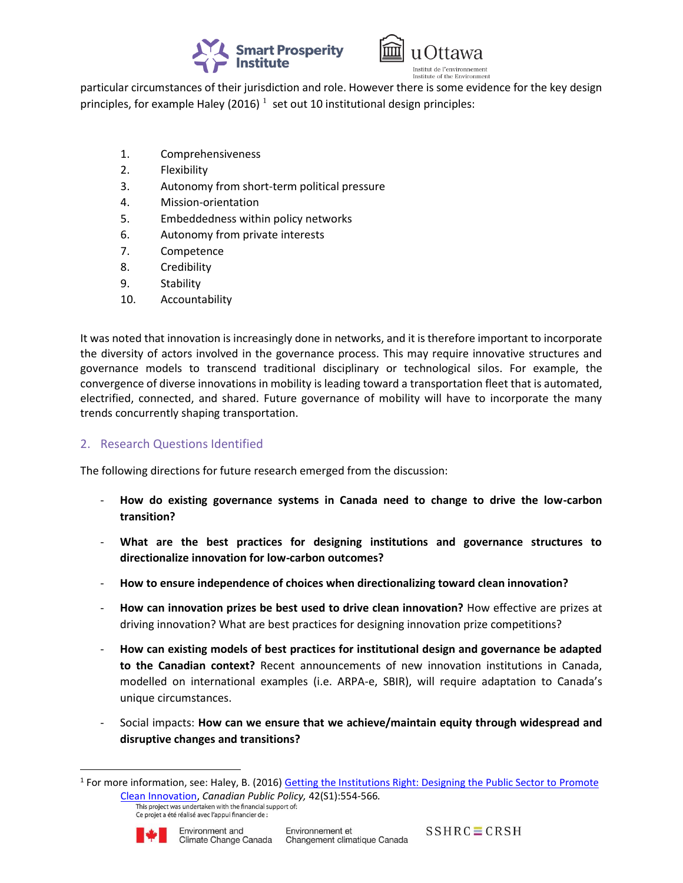particular circumstances of their jurisdiction and role. However there is some evidence for the key design principles, for example Haley (2016) [1] set out 10 institutional design principles:

1. Comprehensiveness
2. Flexibility
3. Autonomy from short-term political pressure
4. Mission-orientation
5. Embeddedness within policy networks
6. Autonomy from private interests
7. Competence
8. Credibility
9. Stability
10. Accountability

It was noted that innovation is increasingly done in networks, and it is therefore important to incorporate the diversity of actors involved in the governance process. This may require innovative structures and governance models to transcend traditional disciplinary or technological silos. For example, the convergence of diverse innovations in mobility is leading toward a transportation fleet that is automated, electrified, connected, and shared. Future governance of mobility will have to incorporate the many trends concurrently shaping transportation.

## 2. Research Questions Identified

The following directions for future research emerged from the discussion:

- **How do existing governance systems in Canada need to change to drive the low-carbon transition?**
- **What are the best practices for designing institutions and governance structures to directionalize innovation for low-carbon outcomes?**
- **How to ensure independence of choices when directionalizing toward clean innovation?**
- **How can innovation prizes be best used to drive clean innovation?** How effective are prizes at driving innovation? What are best practices for designing innovation prize competitions?
- **How can existing models of best practices for institutional design and governance be adapted to the Canadian context?** Recent announcements of new innovation institutions in Canada, modelled on international examples (i.e. ARPA-e, SBIR), will require adaptation to Canada's unique circumstances.
- Social impacts: **How can we ensure that we achieve/maintain equity through widespread and disruptive changes and transitions?**

[1] For more information, see: Haley, B. (2016) Getting the Institutions Right: Designing the Public Sector to Promote Clean Innovation, *Canadian Public Policy,* 42(S1):554-566.

This project was undertaken with the financial support of:
Ce projet a été réalisé avec l'appui financier de :

Environment and Climate Change Canada — Environnement et Changement climatique Canada — SSHRC ≡ CRSH